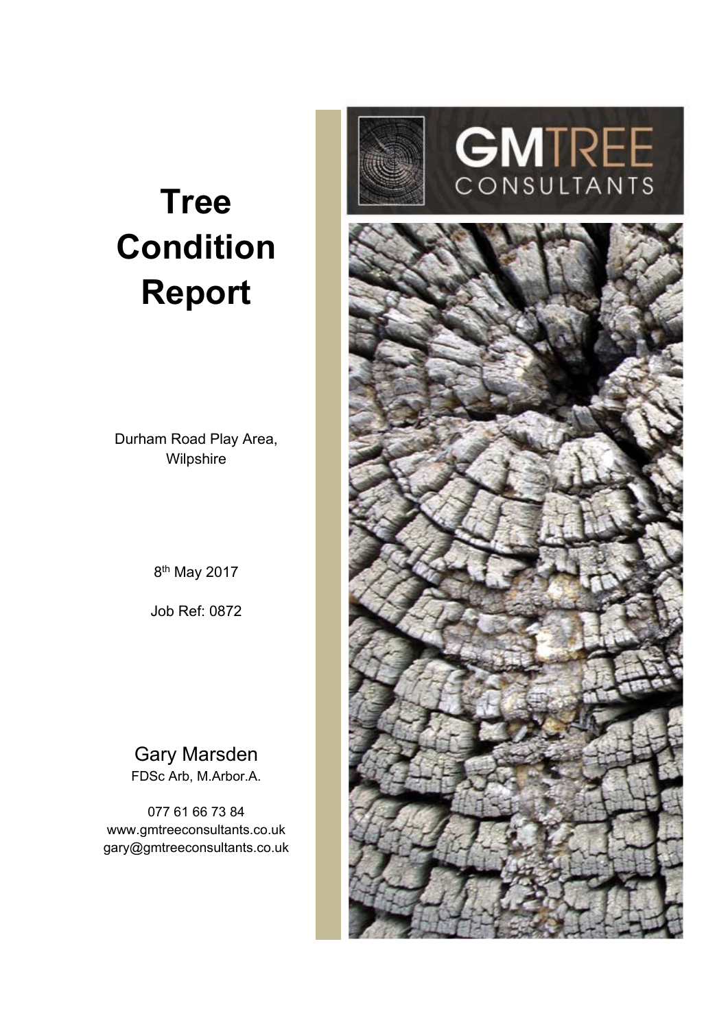# Tree Condition Report

Durham Road Play Area, Wilpshire

8th May 2017

Job Ref: 0872

Gary Marsden
FDSc Arb, M.Arbor.A.

077 61 66 73 84
www.gmtreeconsultants.co.uk
gary@gmtreeconsultants.co.uk

GMTREE CONSULTANTS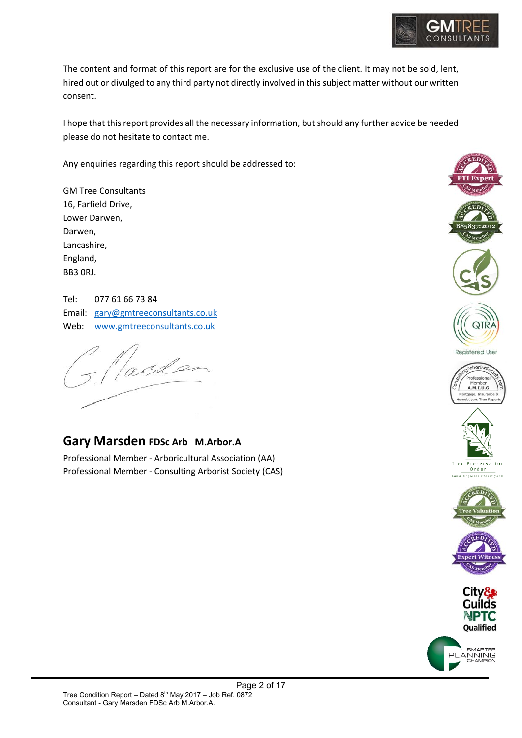The content and format of this report are for the exclusive use of the client. It may not be sold, lent, hired out or divulged to any third party not directly involved in this subject matter without our written consent.

I hope that this report provides all the necessary information, but should any further advice be needed please do not hesitate to contact me.

Any enquiries regarding this report should be addressed to:

GM Tree Consultants  
16, Farfield Drive,  
Lower Darwen,  
Darwen,  
Lancashire,  
England,  
BB3 0RJ.

Tel: 077 61 66 73 84  
Email: gary@gmtreeconsultants.co.uk  
Web: www.gmtreeconsultants.co.uk

## Gary Marsden FDSc Arb M.Arbor.A

Professional Member - Arboricultural Association (AA)  
Professional Member - Consulting Arborist Society (CAS)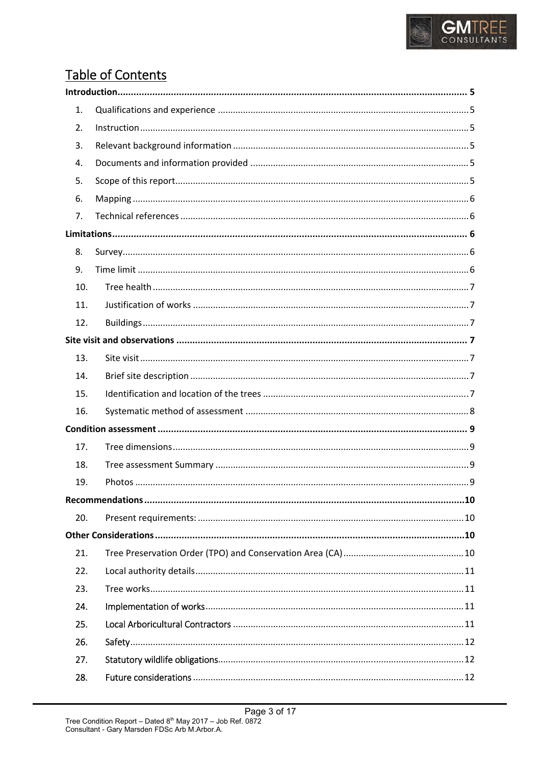# Table of Contents

**Introduction** .......... **5**

1. Qualifications and experience .......... 5
2. Instruction .......... 5
3. Relevant background information .......... 5
4. Documents and information provided .......... 5
5. Scope of this report .......... 5
6. Mapping .......... 6
7. Technical references .......... 6

**Limitations** .......... **6**

8. Survey .......... 6
9. Time limit .......... 6
10. Tree health .......... 7
11. Justification of works .......... 7
12. Buildings .......... 7

**Site visit and observations** .......... **7**

13. Site visit .......... 7
14. Brief site description .......... 7
15. Identification and location of the trees .......... 7
16. Systematic method of assessment .......... 8

**Condition assessment** .......... **9**

17. Tree dimensions .......... 9
18. Tree assessment Summary .......... 9
19. Photos .......... 9

**Recommendations** .......... **10**

20. Present requirements: .......... 10

**Other Considerations** .......... **10**

21. Tree Preservation Order (TPO) and Conservation Area (CA) .......... 10
22. Local authority details .......... 11
23. Tree works .......... 11
24. Implementation of works .......... 11
25. Local Arboricultural Contractors .......... 11
26. Safety .......... 12
27. Statutory wildlife obligations .......... 12
28. Future considerations .......... 12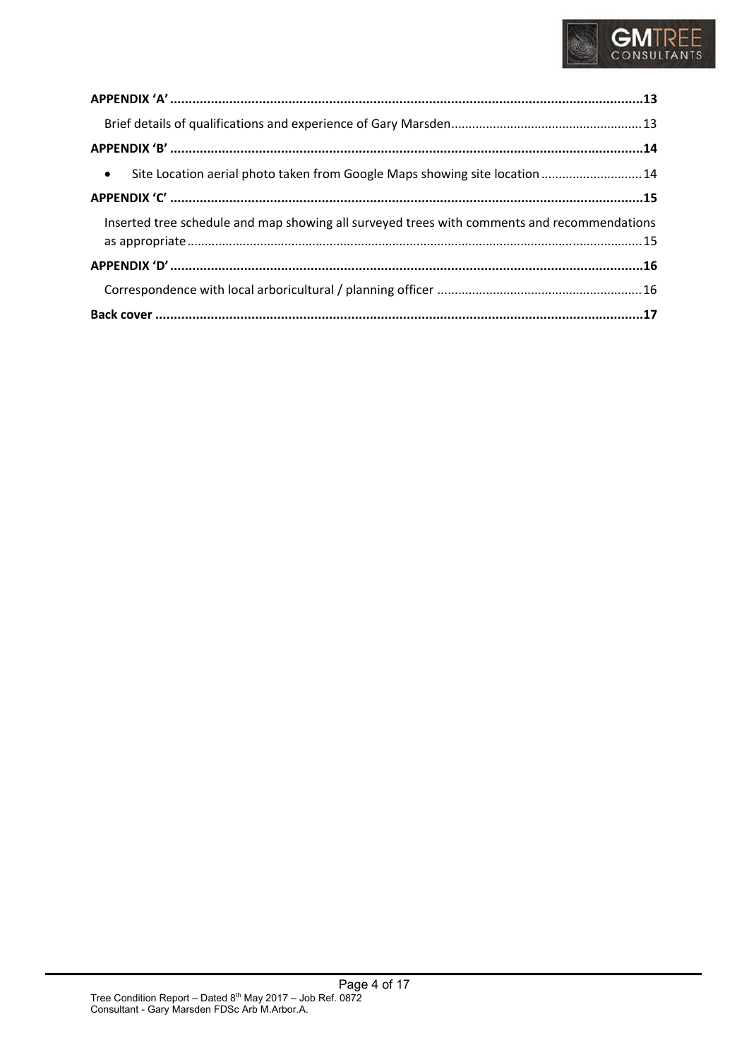**APPENDIX 'A'** ........................................................................................................................................ **13**

Brief details of qualifications and experience of Gary Marsden ............................................................. 13

**APPENDIX 'B'** ........................................................................................................................................ **14**

- Site Location aerial photo taken from Google Maps showing site location ........................................ 14

**APPENDIX 'C'** ........................................................................................................................................ **15**

Inserted tree schedule and map showing all surveyed trees with comments and recommendations as appropriate ........................................................................................................................................ 15

**APPENDIX 'D'** ........................................................................................................................................ **16**

Correspondence with local arboricultural / planning officer ................................................................. 16

**Back cover** ............................................................................................................................................. **17**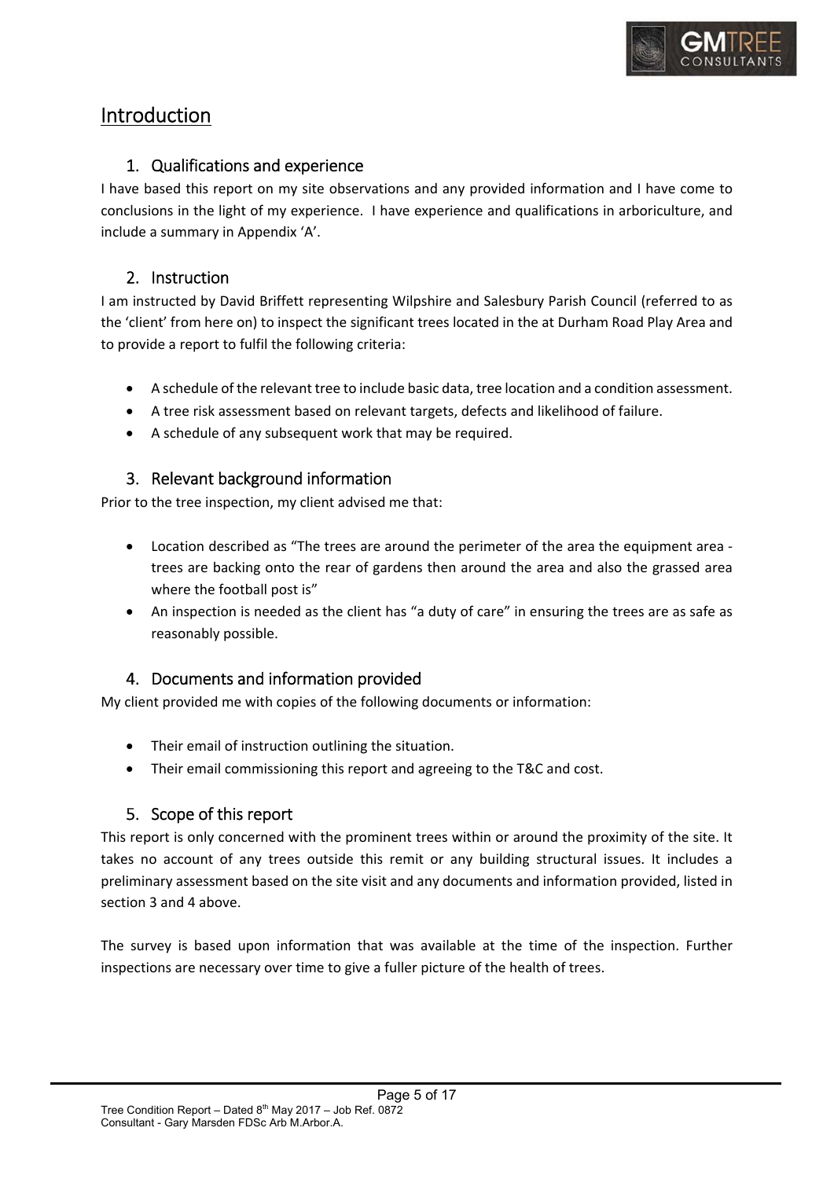# Introduction

## 1. Qualifications and experience

I have based this report on my site observations and any provided information and I have come to conclusions in the light of my experience. I have experience and qualifications in arboriculture, and include a summary in Appendix 'A'.

## 2. Instruction

I am instructed by David Briffett representing Wilpshire and Salesbury Parish Council (referred to as the 'client' from here on) to inspect the significant trees located in the at Durham Road Play Area and to provide a report to fulfil the following criteria:

- A schedule of the relevant tree to include basic data, tree location and a condition assessment.
- A tree risk assessment based on relevant targets, defects and likelihood of failure.
- A schedule of any subsequent work that may be required.

## 3. Relevant background information

Prior to the tree inspection, my client advised me that:

- Location described as "The trees are around the perimeter of the area the equipment area - trees are backing onto the rear of gardens then around the area and also the grassed area where the football post is"
- An inspection is needed as the client has "a duty of care" in ensuring the trees are as safe as reasonably possible.

## 4. Documents and information provided

My client provided me with copies of the following documents or information:

- Their email of instruction outlining the situation.
- Their email commissioning this report and agreeing to the T&C and cost.

## 5. Scope of this report

This report is only concerned with the prominent trees within or around the proximity of the site. It takes no account of any trees outside this remit or any building structural issues. It includes a preliminary assessment based on the site visit and any documents and information provided, listed in section 3 and 4 above.

The survey is based upon information that was available at the time of the inspection. Further inspections are necessary over time to give a fuller picture of the health of trees.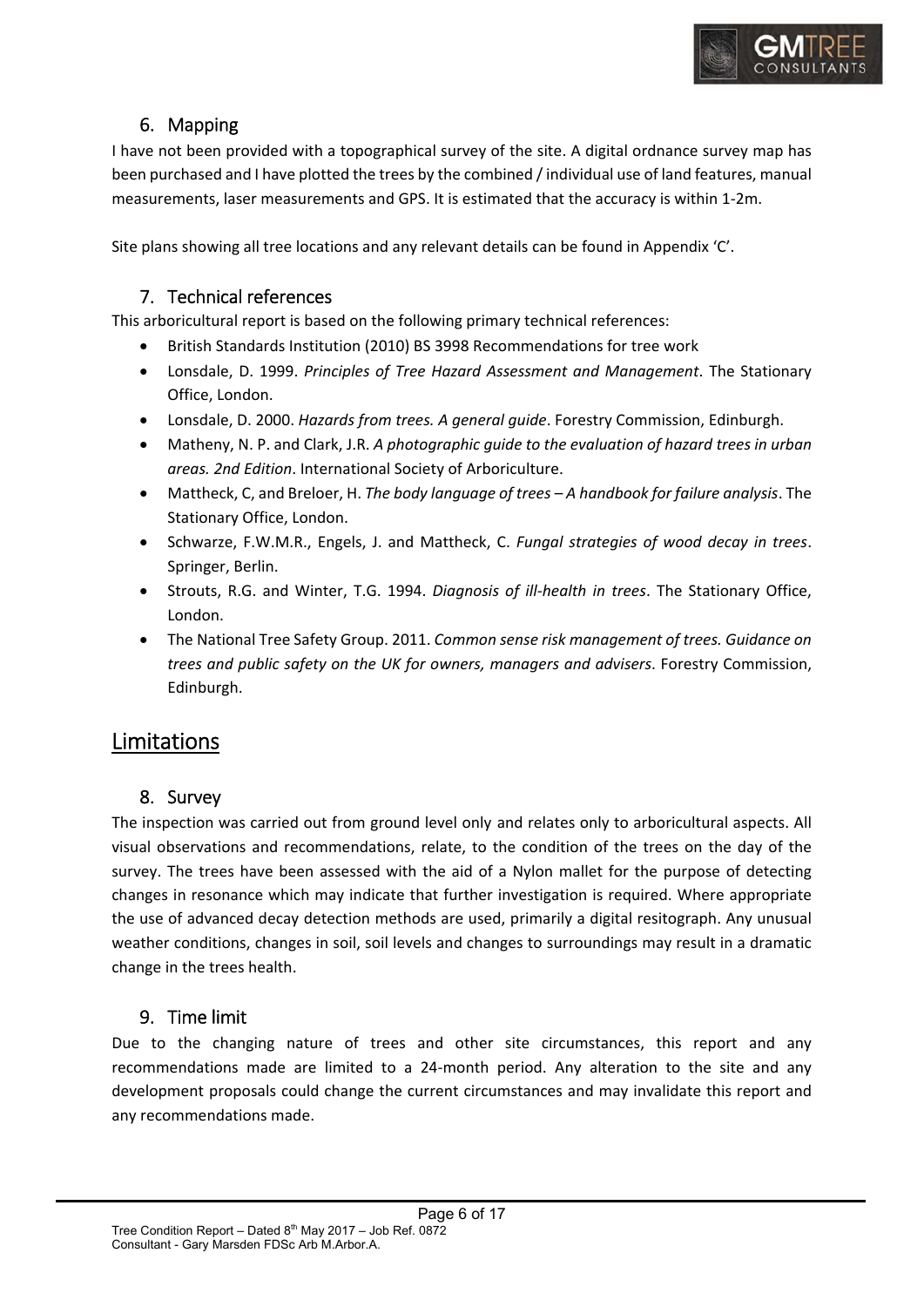## 6. Mapping

I have not been provided with a topographical survey of the site. A digital ordnance survey map has been purchased and I have plotted the trees by the combined / individual use of land features, manual measurements, laser measurements and GPS. It is estimated that the accuracy is within 1-2m.

Site plans showing all tree locations and any relevant details can be found in Appendix 'C'.

## 7. Technical references

This arboricultural report is based on the following primary technical references:

- British Standards Institution (2010) BS 3998 Recommendations for tree work
- Lonsdale, D. 1999. *Principles of Tree Hazard Assessment and Management*. The Stationary Office, London.
- Lonsdale, D. 2000. *Hazards from trees. A general guide*. Forestry Commission, Edinburgh.
- Matheny, N. P. and Clark, J.R. *A photographic guide to the evaluation of hazard trees in urban areas. 2nd Edition*. International Society of Arboriculture.
- Mattheck, C, and Breloer, H. *The body language of trees – A handbook for failure analysis*. The Stationary Office, London.
- Schwarze, F.W.M.R., Engels, J. and Mattheck, C. *Fungal strategies of wood decay in trees*. Springer, Berlin.
- Strouts, R.G. and Winter, T.G. 1994. *Diagnosis of ill-health in trees*. The Stationary Office, London.
- The National Tree Safety Group. 2011. *Common sense risk management of trees. Guidance on trees and public safety on the UK for owners, managers and advisers*. Forestry Commission, Edinburgh.

# Limitations

## 8. Survey

The inspection was carried out from ground level only and relates only to arboricultural aspects. All visual observations and recommendations, relate, to the condition of the trees on the day of the survey. The trees have been assessed with the aid of a Nylon mallet for the purpose of detecting changes in resonance which may indicate that further investigation is required. Where appropriate the use of advanced decay detection methods are used, primarily a digital resitograph. Any unusual weather conditions, changes in soil, soil levels and changes to surroundings may result in a dramatic change in the trees health.

## 9. Time limit

Due to the changing nature of trees and other site circumstances, this report and any recommendations made are limited to a 24-month period. Any alteration to the site and any development proposals could change the current circumstances and may invalidate this report and any recommendations made.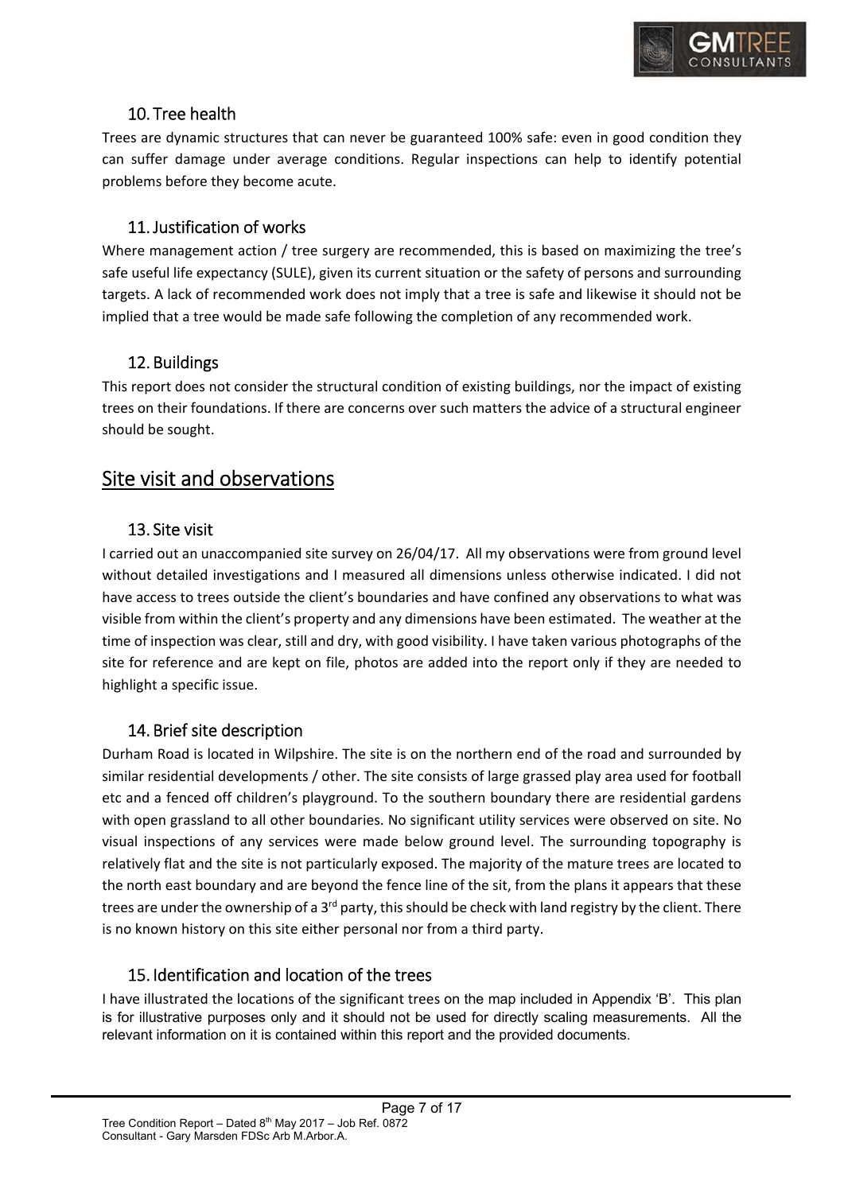## 10. Tree health

Trees are dynamic structures that can never be guaranteed 100% safe: even in good condition they can suffer damage under average conditions. Regular inspections can help to identify potential problems before they become acute.

## 11. Justification of works

Where management action / tree surgery are recommended, this is based on maximizing the tree's safe useful life expectancy (SULE), given its current situation or the safety of persons and surrounding targets. A lack of recommended work does not imply that a tree is safe and likewise it should not be implied that a tree would be made safe following the completion of any recommended work.

## 12. Buildings

This report does not consider the structural condition of existing buildings, nor the impact of existing trees on their foundations. If there are concerns over such matters the advice of a structural engineer should be sought.

# Site visit and observations

## 13. Site visit

I carried out an unaccompanied site survey on 26/04/17. All my observations were from ground level without detailed investigations and I measured all dimensions unless otherwise indicated. I did not have access to trees outside the client's boundaries and have confined any observations to what was visible from within the client's property and any dimensions have been estimated. The weather at the time of inspection was clear, still and dry, with good visibility. I have taken various photographs of the site for reference and are kept on file, photos are added into the report only if they are needed to highlight a specific issue.

## 14. Brief site description

Durham Road is located in Wilpshire. The site is on the northern end of the road and surrounded by similar residential developments / other. The site consists of large grassed play area used for football etc and a fenced off children's playground. To the southern boundary there are residential gardens with open grassland to all other boundaries. No significant utility services were observed on site. No visual inspections of any services were made below ground level. The surrounding topography is relatively flat and the site is not particularly exposed. The majority of the mature trees are located to the north east boundary and are beyond the fence line of the sit, from the plans it appears that these trees are under the ownership of a 3rd party, this should be check with land registry by the client. There is no known history on this site either personal nor from a third party.

## 15. Identification and location of the trees

I have illustrated the locations of the significant trees on the map included in Appendix 'B'. This plan is for illustrative purposes only and it should not be used for directly scaling measurements. All the relevant information on it is contained within this report and the provided documents.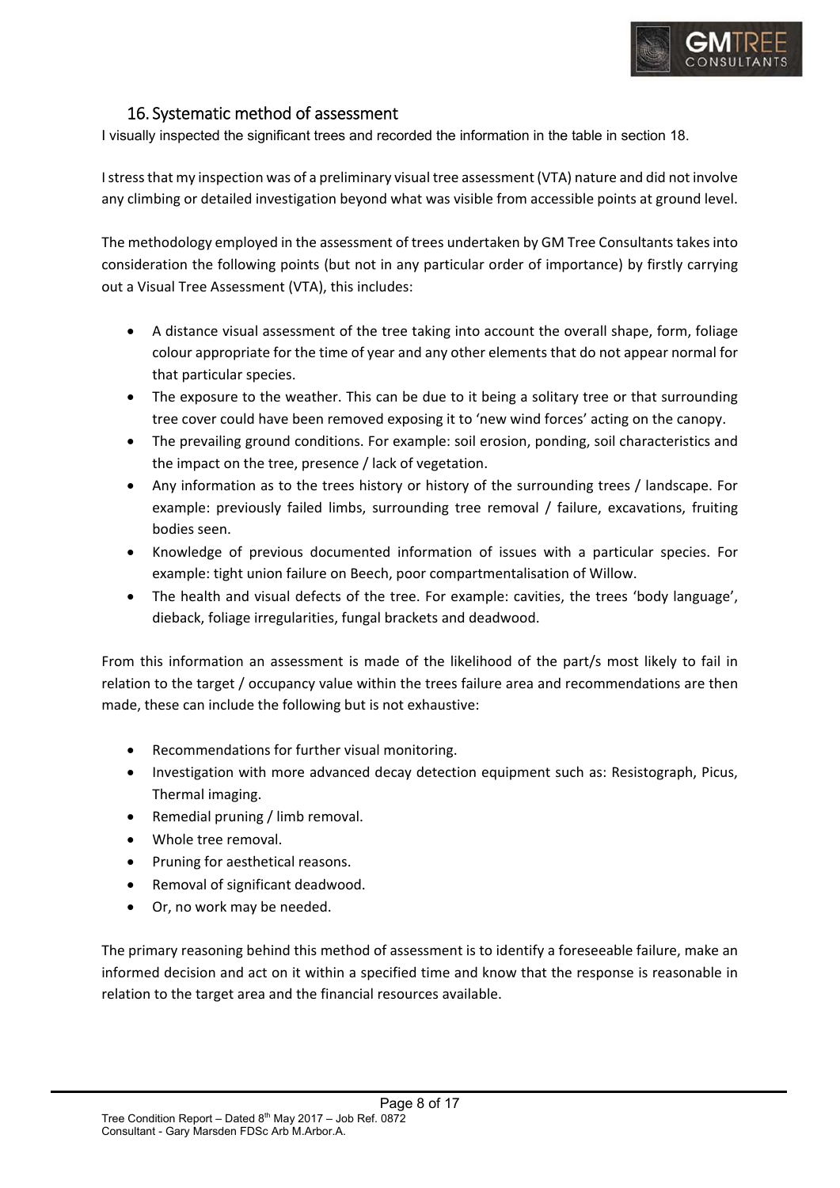## 16. Systematic method of assessment

I visually inspected the significant trees and recorded the information in the table in section 18.

I stress that my inspection was of a preliminary visual tree assessment (VTA) nature and did not involve any climbing or detailed investigation beyond what was visible from accessible points at ground level.

The methodology employed in the assessment of trees undertaken by GM Tree Consultants takes into consideration the following points (but not in any particular order of importance) by firstly carrying out a Visual Tree Assessment (VTA), this includes:

- A distance visual assessment of the tree taking into account the overall shape, form, foliage colour appropriate for the time of year and any other elements that do not appear normal for that particular species.
- The exposure to the weather. This can be due to it being a solitary tree or that surrounding tree cover could have been removed exposing it to 'new wind forces' acting on the canopy.
- The prevailing ground conditions. For example: soil erosion, ponding, soil characteristics and the impact on the tree, presence / lack of vegetation.
- Any information as to the trees history or history of the surrounding trees / landscape. For example: previously failed limbs, surrounding tree removal / failure, excavations, fruiting bodies seen.
- Knowledge of previous documented information of issues with a particular species. For example: tight union failure on Beech, poor compartmentalisation of Willow.
- The health and visual defects of the tree. For example: cavities, the trees 'body language', dieback, foliage irregularities, fungal brackets and deadwood.

From this information an assessment is made of the likelihood of the part/s most likely to fail in relation to the target / occupancy value within the trees failure area and recommendations are then made, these can include the following but is not exhaustive:

- Recommendations for further visual monitoring.
- Investigation with more advanced decay detection equipment such as: Resistograph, Picus, Thermal imaging.
- Remedial pruning / limb removal.
- Whole tree removal.
- Pruning for aesthetical reasons.
- Removal of significant deadwood.
- Or, no work may be needed.

The primary reasoning behind this method of assessment is to identify a foreseeable failure, make an informed decision and act on it within a specified time and know that the response is reasonable in relation to the target area and the financial resources available.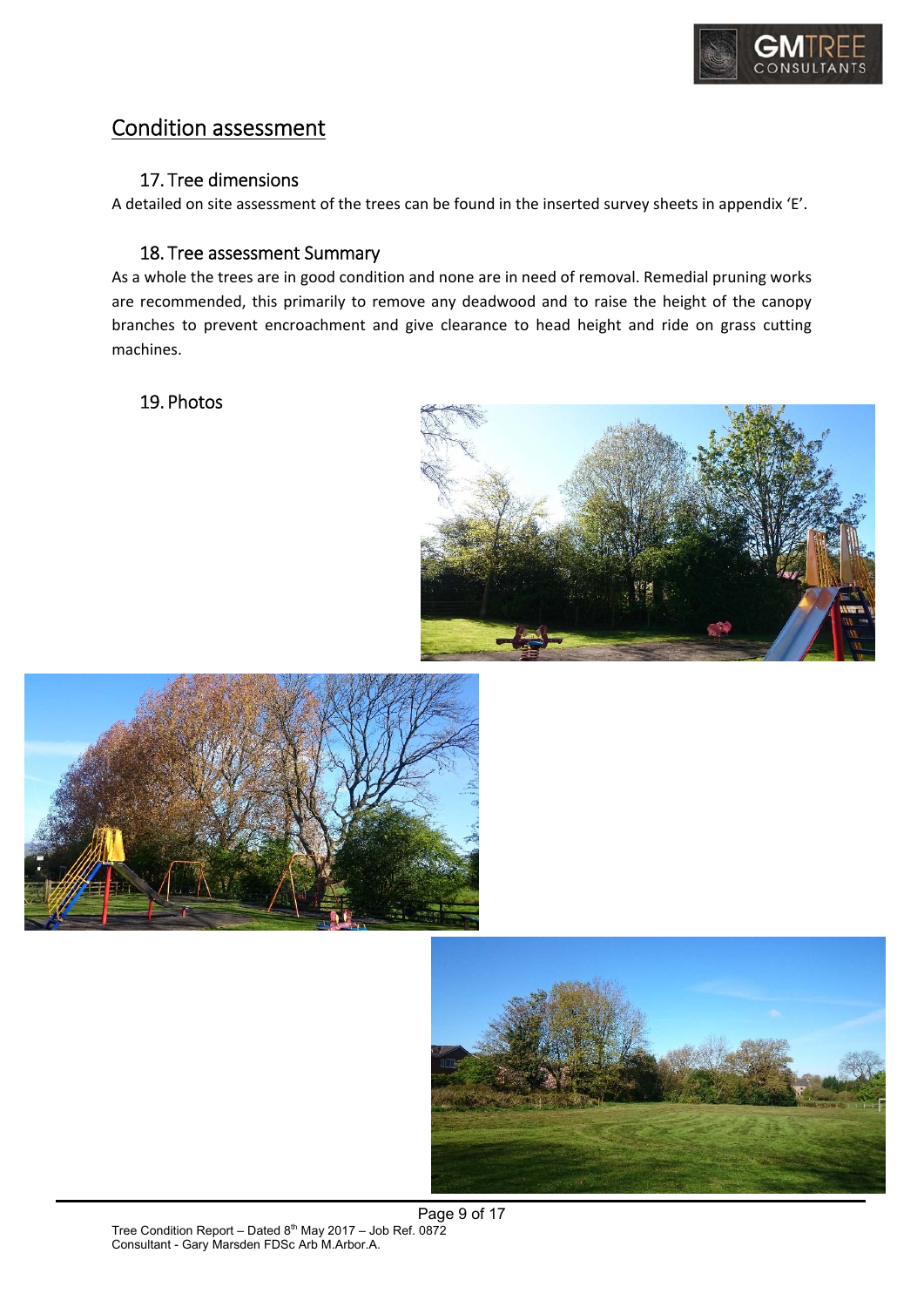## Condition assessment

### 17. Tree dimensions

A detailed on site assessment of the trees can be found in the inserted survey sheets in appendix 'E'.

### 18. Tree assessment Summary

As a whole the trees are in good condition and none are in need of removal. Remedial pruning works are recommended, this primarily to remove any deadwood and to raise the height of the canopy branches to prevent encroachment and give clearance to head height and ride on grass cutting machines.

### 19. Photos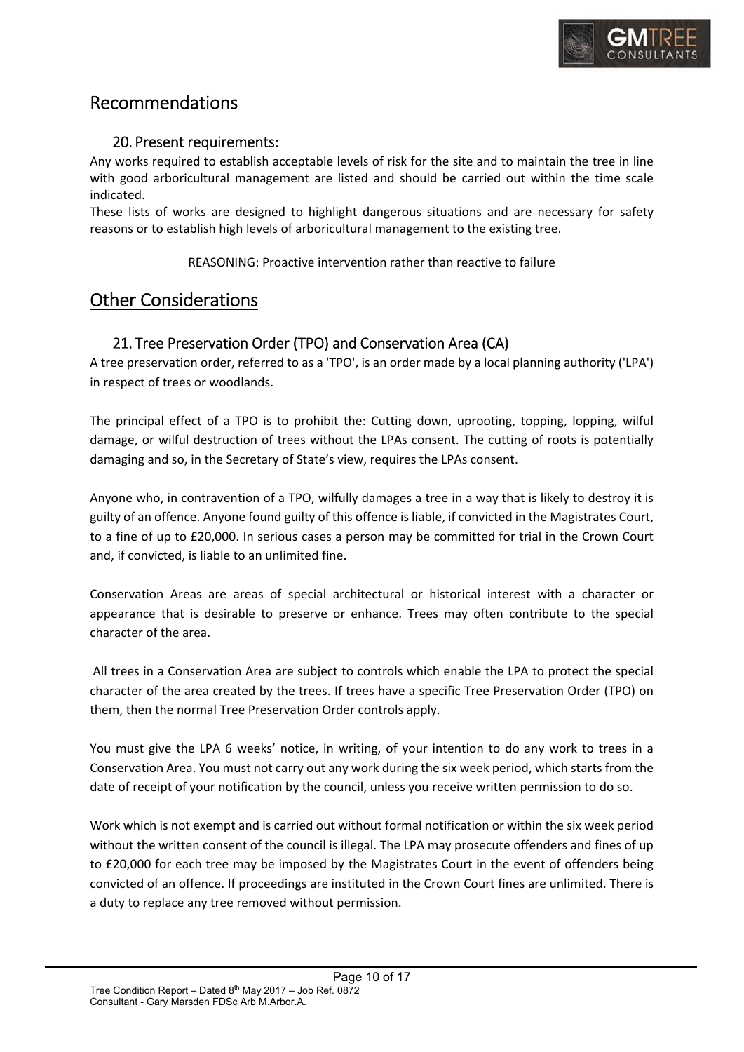# Recommendations

## 20. Present requirements:

Any works required to establish acceptable levels of risk for the site and to maintain the tree in line with good arboricultural management are listed and should be carried out within the time scale indicated.

These lists of works are designed to highlight dangerous situations and are necessary for safety reasons or to establish high levels of arboricultural management to the existing tree.

REASONING: Proactive intervention rather than reactive to failure

# Other Considerations

## 21. Tree Preservation Order (TPO) and Conservation Area (CA)

A tree preservation order, referred to as a 'TPO', is an order made by a local planning authority ('LPA') in respect of trees or woodlands.

The principal effect of a TPO is to prohibit the: Cutting down, uprooting, topping, lopping, wilful damage, or wilful destruction of trees without the LPAs consent. The cutting of roots is potentially damaging and so, in the Secretary of State's view, requires the LPAs consent.

Anyone who, in contravention of a TPO, wilfully damages a tree in a way that is likely to destroy it is guilty of an offence. Anyone found guilty of this offence is liable, if convicted in the Magistrates Court, to a fine of up to £20,000. In serious cases a person may be committed for trial in the Crown Court and, if convicted, is liable to an unlimited fine.

Conservation Areas are areas of special architectural or historical interest with a character or appearance that is desirable to preserve or enhance. Trees may often contribute to the special character of the area.

All trees in a Conservation Area are subject to controls which enable the LPA to protect the special character of the area created by the trees. If trees have a specific Tree Preservation Order (TPO) on them, then the normal Tree Preservation Order controls apply.

You must give the LPA 6 weeks' notice, in writing, of your intention to do any work to trees in a Conservation Area. You must not carry out any work during the six week period, which starts from the date of receipt of your notification by the council, unless you receive written permission to do so.

Work which is not exempt and is carried out without formal notification or within the six week period without the written consent of the council is illegal. The LPA may prosecute offenders and fines of up to £20,000 for each tree may be imposed by the Magistrates Court in the event of offenders being convicted of an offence. If proceedings are instituted in the Crown Court fines are unlimited. There is a duty to replace any tree removed without permission.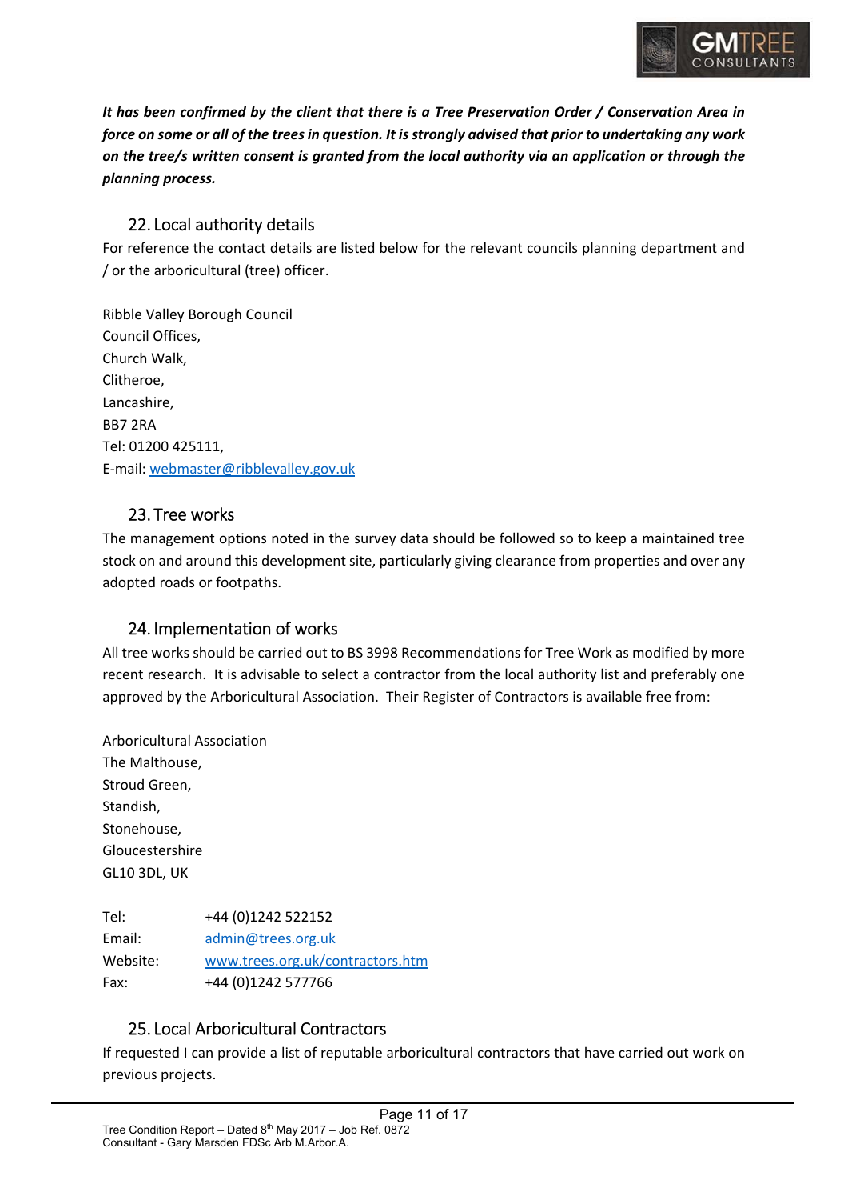***It has been confirmed by the client that there is a Tree Preservation Order / Conservation Area in force on some or all of the trees in question. It is strongly advised that prior to undertaking any work on the tree/s written consent is granted from the local authority via an application or through the planning process.***

## 22. Local authority details

For reference the contact details are listed below for the relevant councils planning department and / or the arboricultural (tree) officer.

Ribble Valley Borough Council
Council Offices,
Church Walk,
Clitheroe,
Lancashire,
BB7 2RA
Tel: 01200 425111,
E-mail: webmaster@ribblevalley.gov.uk

## 23. Tree works

The management options noted in the survey data should be followed so to keep a maintained tree stock on and around this development site, particularly giving clearance from properties and over any adopted roads or footpaths.

## 24. Implementation of works

All tree works should be carried out to BS 3998 Recommendations for Tree Work as modified by more recent research. It is advisable to select a contractor from the local authority list and preferably one approved by the Arboricultural Association. Their Register of Contractors is available free from:

Arboricultural Association
The Malthouse,
Stroud Green,
Standish,
Stonehouse,
Gloucestershire
GL10 3DL, UK

Tel: +44 (0)1242 522152
Email: admin@trees.org.uk
Website: www.trees.org.uk/contractors.htm
Fax: +44 (0)1242 577766

## 25. Local Arboricultural Contractors

If requested I can provide a list of reputable arboricultural contractors that have carried out work on previous projects.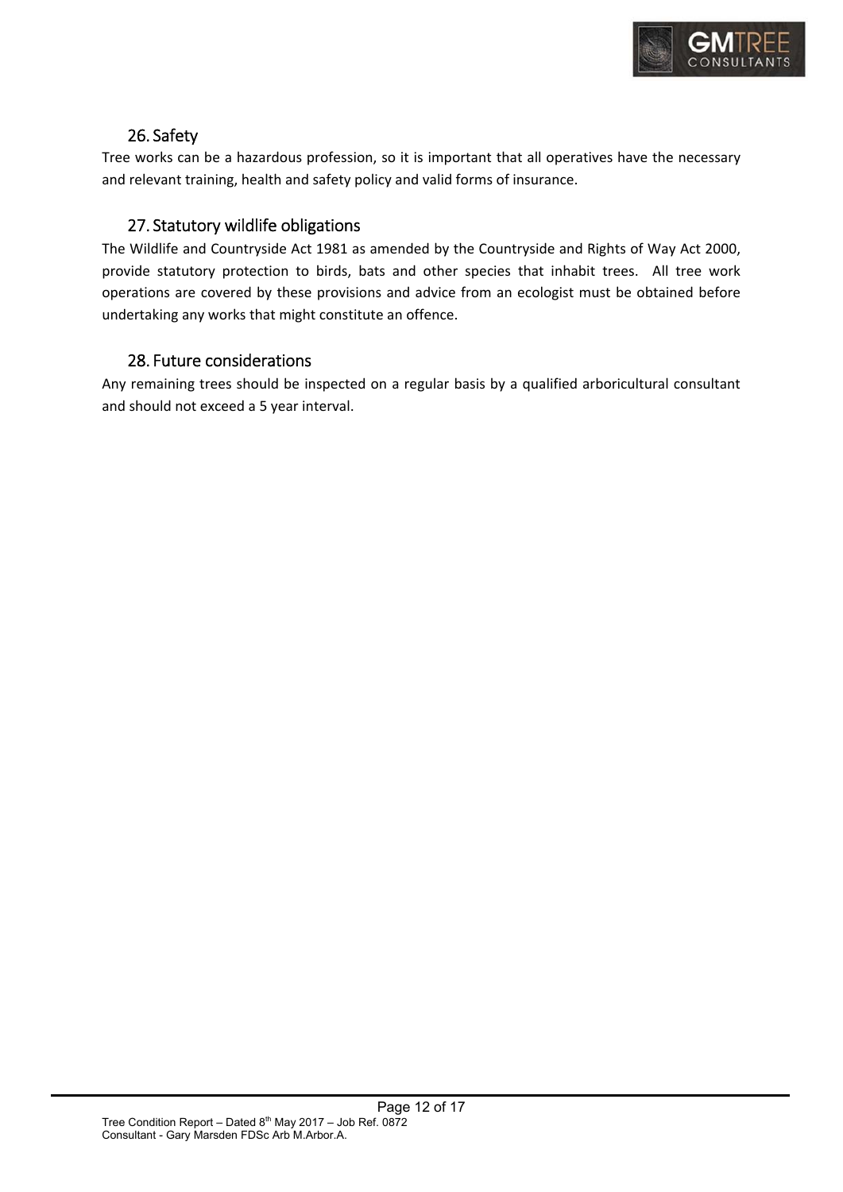## 26. Safety

Tree works can be a hazardous profession, so it is important that all operatives have the necessary and relevant training, health and safety policy and valid forms of insurance.

## 27. Statutory wildlife obligations

The Wildlife and Countryside Act 1981 as amended by the Countryside and Rights of Way Act 2000, provide statutory protection to birds, bats and other species that inhabit trees. All tree work operations are covered by these provisions and advice from an ecologist must be obtained before undertaking any works that might constitute an offence.

## 28. Future considerations

Any remaining trees should be inspected on a regular basis by a qualified arboricultural consultant and should not exceed a 5 year interval.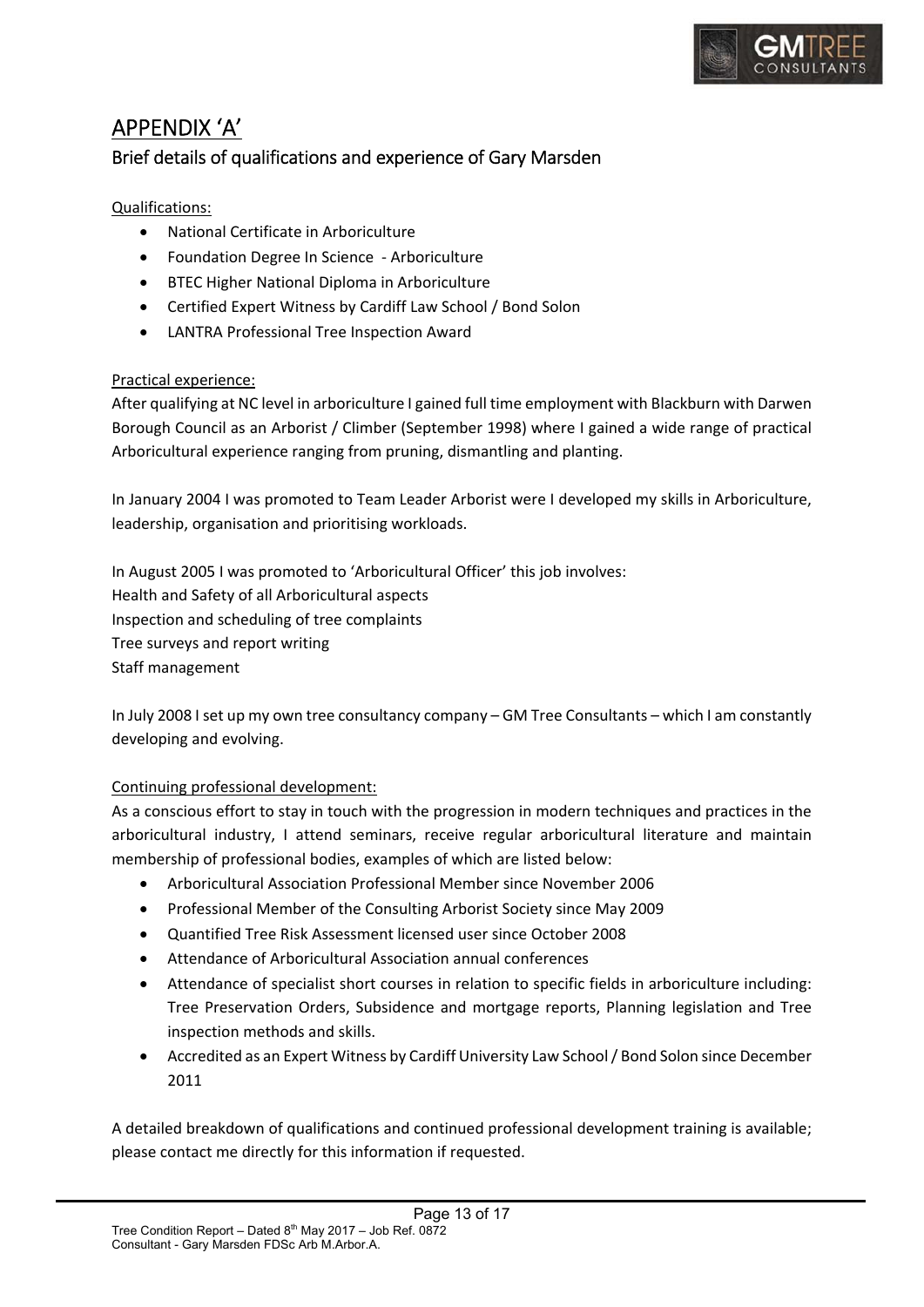# APPENDIX 'A'

## Brief details of qualifications and experience of Gary Marsden

Qualifications:

- National Certificate in Arboriculture
- Foundation Degree In Science - Arboriculture
- BTEC Higher National Diploma in Arboriculture
- Certified Expert Witness by Cardiff Law School / Bond Solon
- LANTRA Professional Tree Inspection Award

Practical experience:

After qualifying at NC level in arboriculture I gained full time employment with Blackburn with Darwen Borough Council as an Arborist / Climber (September 1998) where I gained a wide range of practical Arboricultural experience ranging from pruning, dismantling and planting.

In January 2004 I was promoted to Team Leader Arborist were I developed my skills in Arboriculture, leadership, organisation and prioritising workloads.

In August 2005 I was promoted to 'Arboricultural Officer' this job involves:
Health and Safety of all Arboricultural aspects
Inspection and scheduling of tree complaints
Tree surveys and report writing
Staff management

In July 2008 I set up my own tree consultancy company – GM Tree Consultants – which I am constantly developing and evolving.

Continuing professional development:

As a conscious effort to stay in touch with the progression in modern techniques and practices in the arboricultural industry, I attend seminars, receive regular arboricultural literature and maintain membership of professional bodies, examples of which are listed below:

- Arboricultural Association Professional Member since November 2006
- Professional Member of the Consulting Arborist Society since May 2009
- Quantified Tree Risk Assessment licensed user since October 2008
- Attendance of Arboricultural Association annual conferences
- Attendance of specialist short courses in relation to specific fields in arboriculture including: Tree Preservation Orders, Subsidence and mortgage reports, Planning legislation and Tree inspection methods and skills.
- Accredited as an Expert Witness by Cardiff University Law School / Bond Solon since December 2011

A detailed breakdown of qualifications and continued professional development training is available; please contact me directly for this information if requested.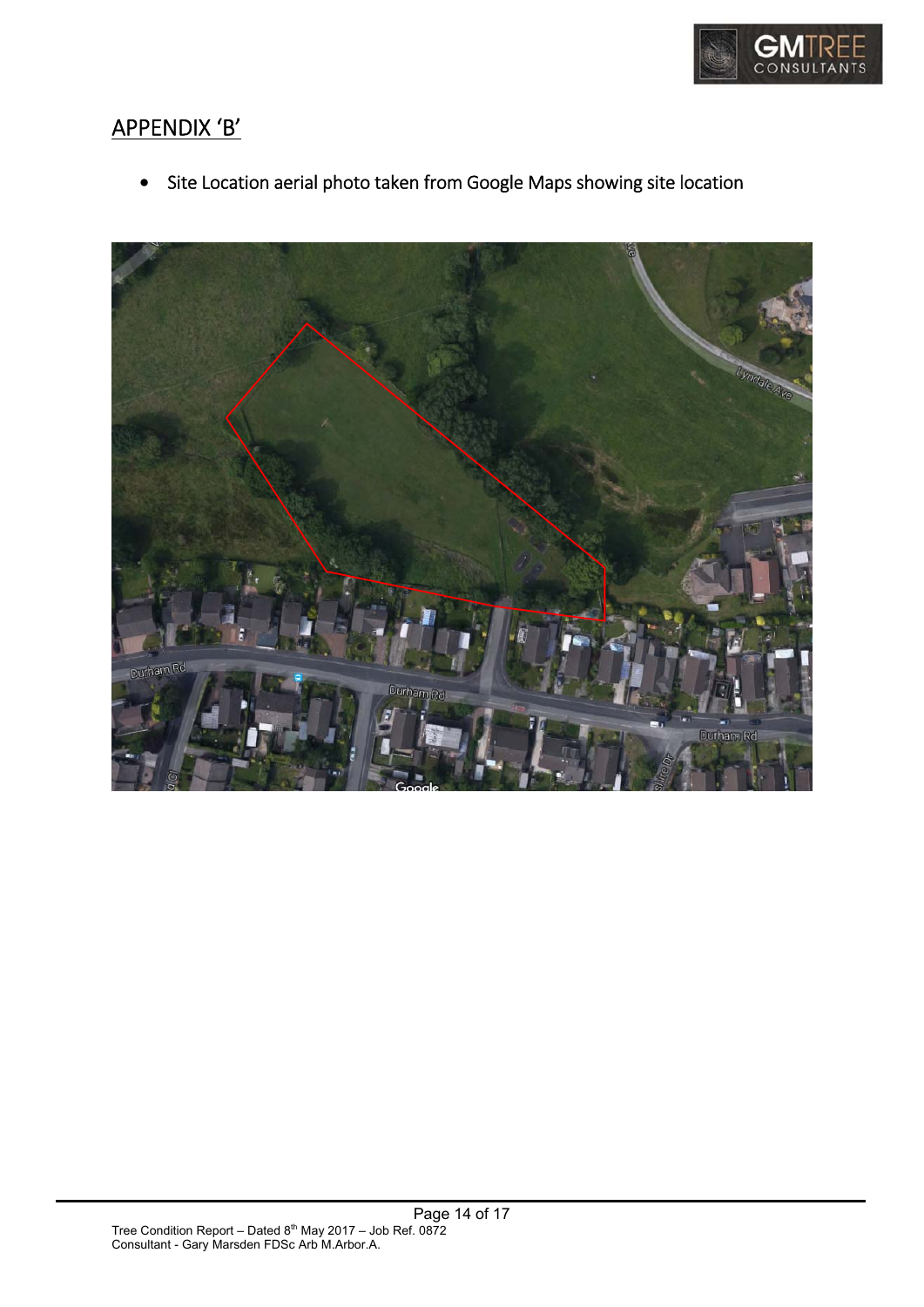## APPENDIX 'B'

- Site Location aerial photo taken from Google Maps showing site location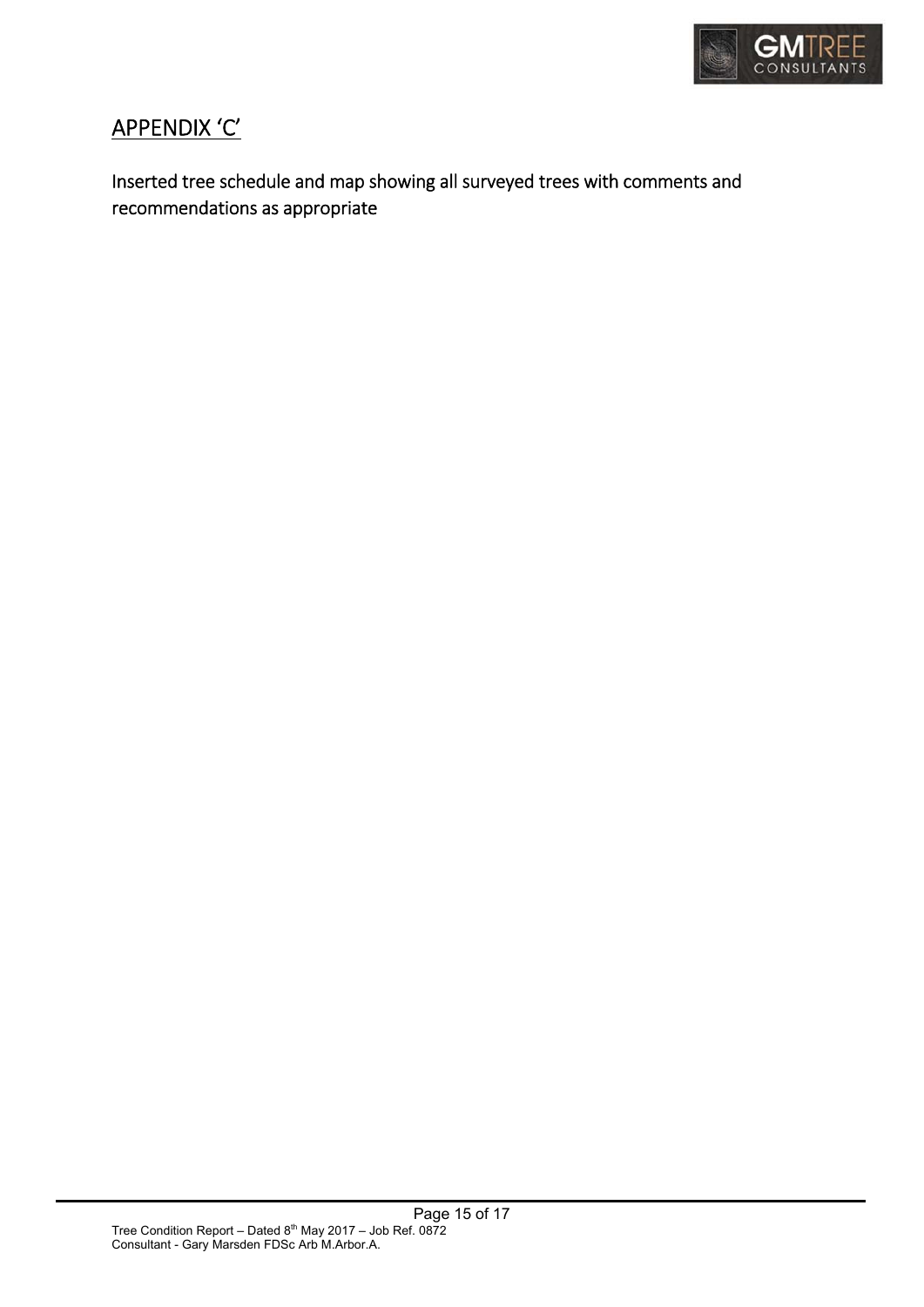## APPENDIX 'C'

Inserted tree schedule and map showing all surveyed trees with comments and recommendations as appropriate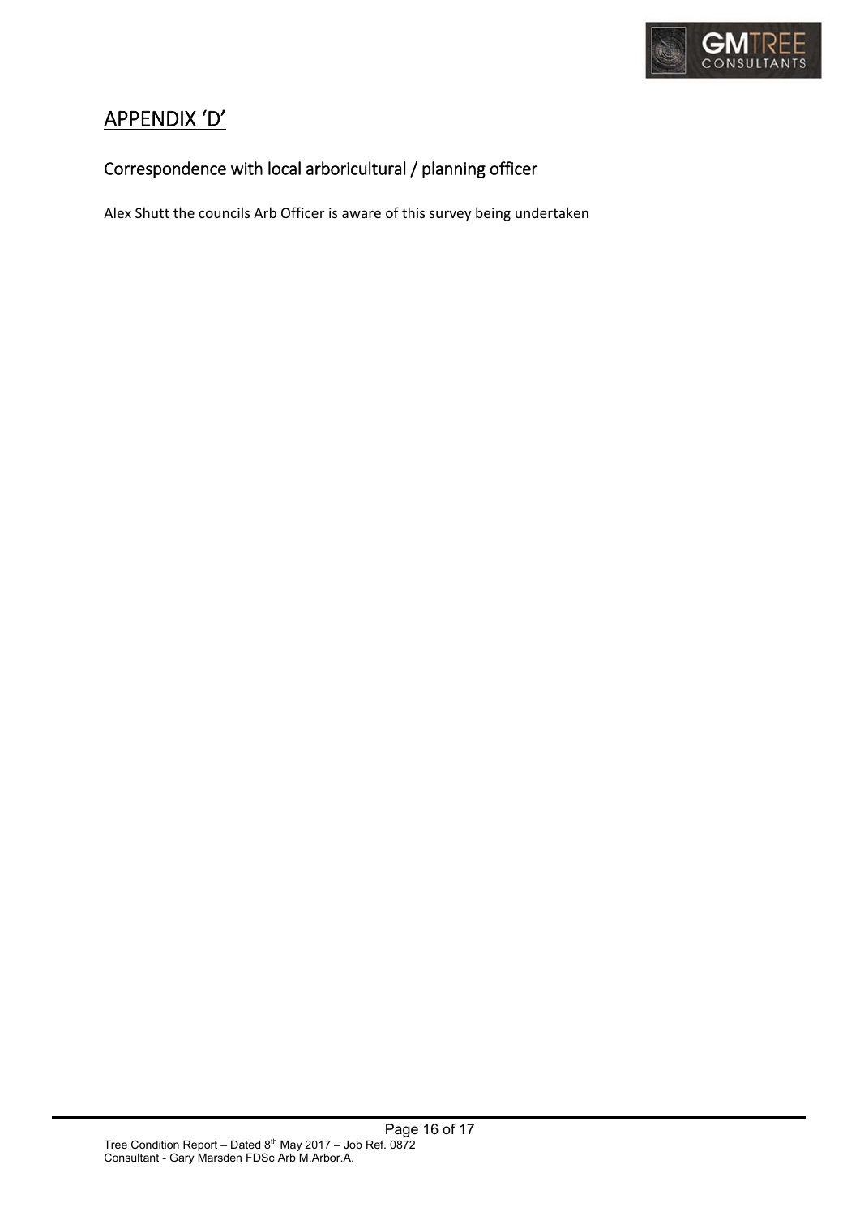# APPENDIX 'D'

## Correspondence with local arboricultural / planning officer

Alex Shutt the councils Arb Officer is aware of this survey being undertaken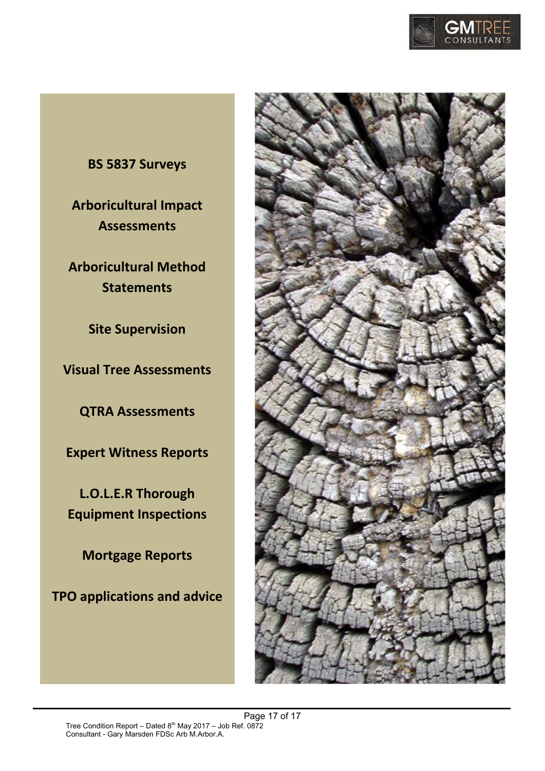**BS 5837 Surveys**

**Arboricultural Impact Assessments**

**Arboricultural Method Statements**

**Site Supervision**

**Visual Tree Assessments**

**QTRA Assessments**

**Expert Witness Reports**

**L.O.L.E.R Thorough Equipment Inspections**

**Mortgage Reports**

**TPO applications and advice**